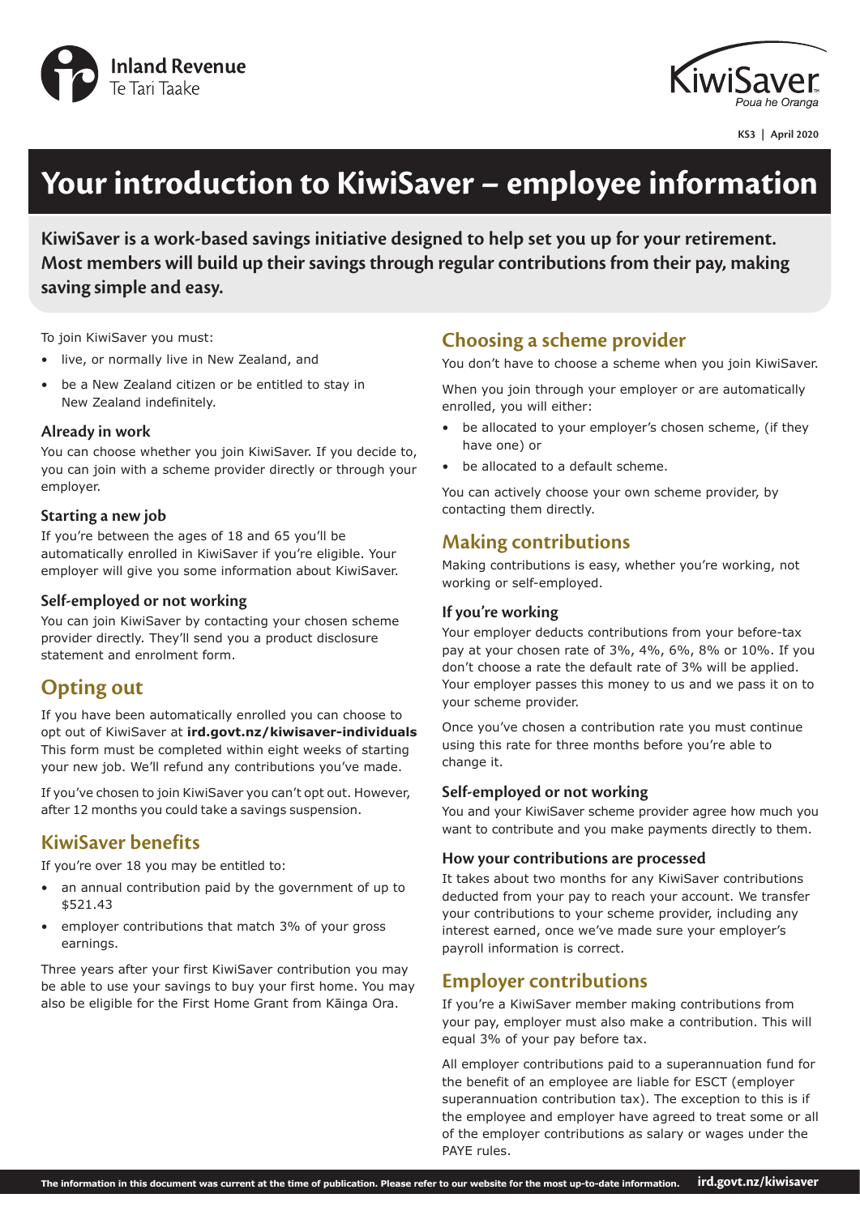# Your introduction to KiwiSaver – employee information

**KiwiSaver is a work-based savings initiative designed to help set you up for your retirement. Most members will build up their savings through regular contributions from their pay, making saving simple and easy.**

To join KiwiSaver you must:

- live, or normally live in New Zealand, and
- be a New Zealand citizen or be entitled to stay in New Zealand indefinitely.

### Already in work

You can choose whether you join KiwiSaver. If you decide to, you can join with a scheme provider directly or through your employer.

### Starting a new job

If you're between the ages of 18 and 65 you'll be automatically enrolled in KiwiSaver if you're eligible. Your employer will give you some information about KiwiSaver.

### Self-employed or not working

You can join KiwiSaver by contacting your chosen scheme provider directly. They'll send you a product disclosure statement and enrolment form.

## Opting out

If you have been automatically enrolled you can choose to opt out of KiwiSaver at **ird.govt.nz/kiwisaver-individuals** This form must be completed within eight weeks of starting your new job. We'll refund any contributions you've made.

If you've chosen to join KiwiSaver you can't opt out. However, after 12 months you could take a savings suspension.

## KiwiSaver benefits

If you're over 18 you may be entitled to:

- an annual contribution paid by the government of up to $521.43
- employer contributions that match 3% of your gross earnings.

Three years after your first KiwiSaver contribution you may be able to use your savings to buy your first home. You may also be eligible for the First Home Grant from Kāinga Ora.

## Choosing a scheme provider

You don't have to choose a scheme when you join KiwiSaver.

When you join through your employer or are automatically enrolled, you will either:

- be allocated to your employer's chosen scheme, (if they have one) or
- be allocated to a default scheme.

You can actively choose your own scheme provider, by contacting them directly.

## Making contributions

Making contributions is easy, whether you're working, not working or self-employed.

### If you're working

Your employer deducts contributions from your before-tax pay at your chosen rate of 3%, 4%, 6%, 8% or 10%. If you don't choose a rate the default rate of 3% will be applied. Your employer passes this money to us and we pass it on to your scheme provider.

Once you've chosen a contribution rate you must continue using this rate for three months before you're able to change it.

### Self-employed or not working

You and your KiwiSaver scheme provider agree how much you want to contribute and you make payments directly to them.

### How your contributions are processed

It takes about two months for any KiwiSaver contributions deducted from your pay to reach your account. We transfer your contributions to your scheme provider, including any interest earned, once we've made sure your employer's payroll information is correct.

## Employer contributions

If you're a KiwiSaver member making contributions from your pay, employer must also make a contribution. This will equal 3% of your pay before tax.

All employer contributions paid to a superannuation fund for the benefit of an employee are liable for ESCT (employer superannuation contribution tax). The exception to this is if the employee and employer have agreed to treat some or all of the employer contributions as salary or wages under the PAYE rules.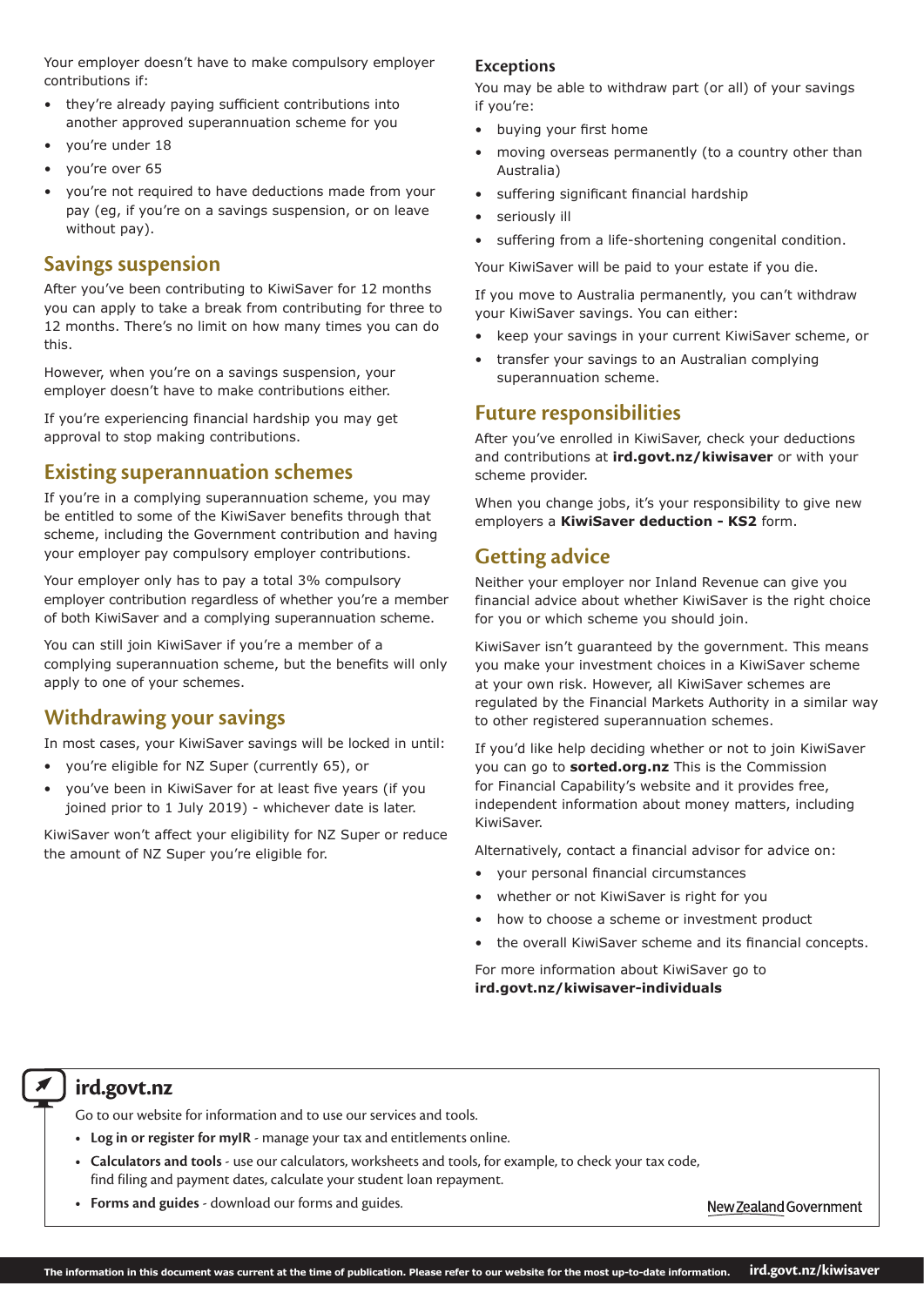Your employer doesn't have to make compulsory employer contributions if:

- they're already paying sufficient contributions into another approved superannuation scheme for you
- you're under 18
- you're over 65
- you're not required to have deductions made from your pay (eg, if you're on a savings suspension, or on leave without pay).

## Savings suspension

After you've been contributing to KiwiSaver for 12 months you can apply to take a break from contributing for three to 12 months. There's no limit on how many times you can do this.

However, when you're on a savings suspension, your employer doesn't have to make contributions either.

If you're experiencing financial hardship you may get approval to stop making contributions.

## Existing superannuation schemes

If you're in a complying superannuation scheme, you may be entitled to some of the KiwiSaver benefits through that scheme, including the Government contribution and having your employer pay compulsory employer contributions.

Your employer only has to pay a total 3% compulsory employer contribution regardless of whether you're a member of both KiwiSaver and a complying superannuation scheme.

You can still join KiwiSaver if you're a member of a complying superannuation scheme, but the benefits will only apply to one of your schemes.

## Withdrawing your savings

In most cases, your KiwiSaver savings will be locked in until:

- you're eligible for NZ Super (currently 65), or
- you've been in KiwiSaver for at least five years (if you joined prior to 1 July 2019) - whichever date is later.

KiwiSaver won't affect your eligibility for NZ Super or reduce the amount of NZ Super you're eligible for.

### Exceptions

You may be able to withdraw part (or all) of your savings if you're:

- buying your first home
- moving overseas permanently (to a country other than Australia)
- suffering significant financial hardship
- seriously ill
- suffering from a life-shortening congenital condition.

Your KiwiSaver will be paid to your estate if you die.

If you move to Australia permanently, you can't withdraw your KiwiSaver savings. You can either:

- keep your savings in your current KiwiSaver scheme, or
- transfer your savings to an Australian complying superannuation scheme.

## Future responsibilities

After you've enrolled in KiwiSaver, check your deductions and contributions at **ird.govt.nz/kiwisaver** or with your scheme provider.

When you change jobs, it's your responsibility to give new employers a **KiwiSaver deduction - KS2** form.

## Getting advice

Neither your employer nor Inland Revenue can give you financial advice about whether KiwiSaver is the right choice for you or which scheme you should join.

KiwiSaver isn't guaranteed by the government. This means you make your investment choices in a KiwiSaver scheme at your own risk. However, all KiwiSaver schemes are regulated by the Financial Markets Authority in a similar way to other registered superannuation schemes.

If you'd like help deciding whether or not to join KiwiSaver you can go to **sorted.org.nz** This is the Commission for Financial Capability's website and it provides free, independent information about money matters, including KiwiSaver.

Alternatively, contact a financial advisor for advice on:

- your personal financial circumstances
- whether or not KiwiSaver is right for you
- how to choose a scheme or investment product
- the overall KiwiSaver scheme and its financial concepts.

For more information about KiwiSaver go to **ird.govt.nz/kiwisaver-individuals**

## ird.govt.nz

Go to our website for information and to use our services and tools.

- **Log in or register for myIR** - manage your tax and entitlements online.
- **Calculators and tools** - use our calculators, worksheets and tools, for example, to check your tax code, find filing and payment dates, calculate your student loan repayment.
- **Forms and guides** - download our forms and guides.

New Zealand Government

**The information in this document was current at the time of publication. Please refer to our website for the most up-to-date information.** ird.govt.nz/kiwisaver